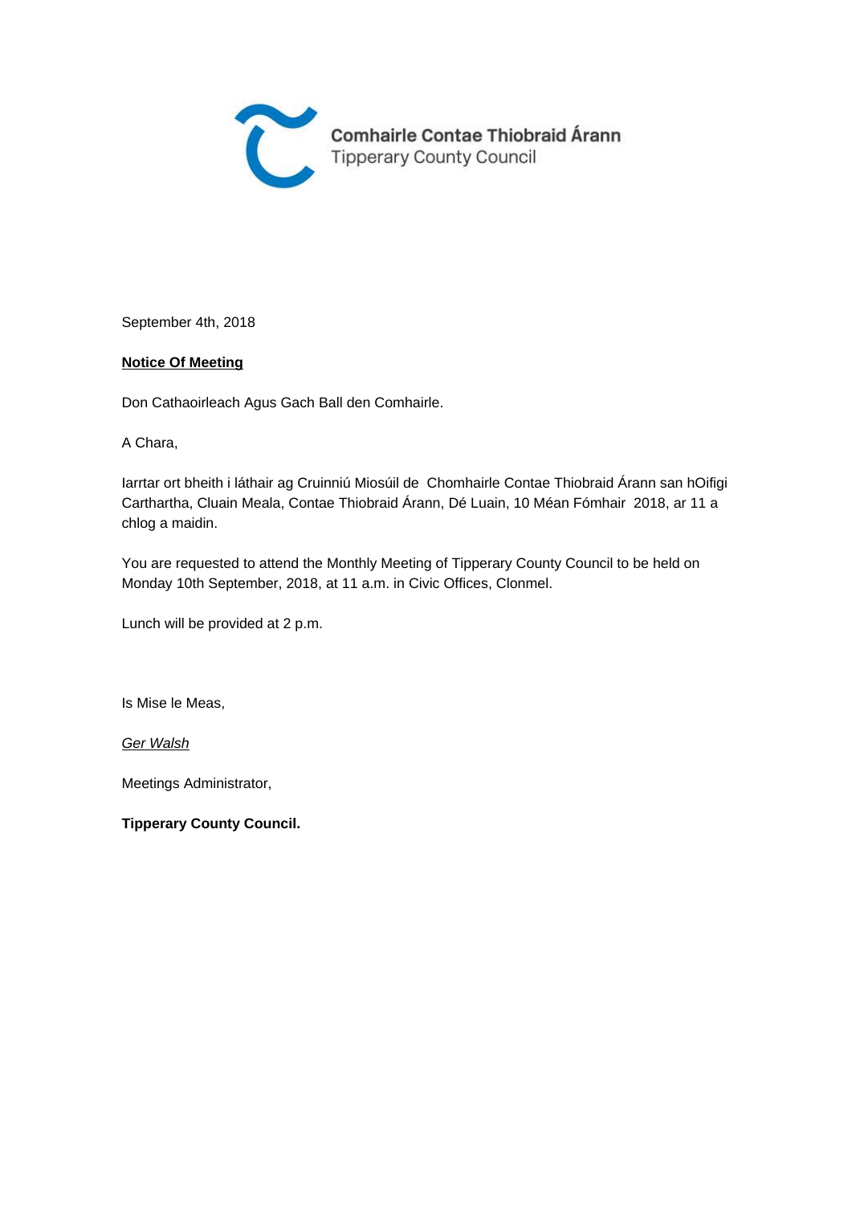Comhairle Contae Thiobraid Árann
Tipperary County Council

September 4th, 2018

**<u>Notice Of Meeting</u>**

Don Cathaoirleach Agus Gach Ball den Comhairle.

A Chara,

Iarrtar ort bheith i láthair ag Cruinniú Miosúil de Chomhairle Contae Thiobraid Árann san hOifigi Carthartha, Cluain Meala, Contae Thiobraid Árann, Dé Luain, 10 Méan Fómhair 2018, ar 11 a chlog a maidin.

You are requested to attend the Monthly Meeting of Tipperary County Council to be held on Monday 10th September, 2018, at 11 a.m. in Civic Offices, Clonmel.

Lunch will be provided at 2 p.m.

Is Mise le Meas,

*<u>Ger Walsh</u>*

Meetings Administrator,

**Tipperary County Council.**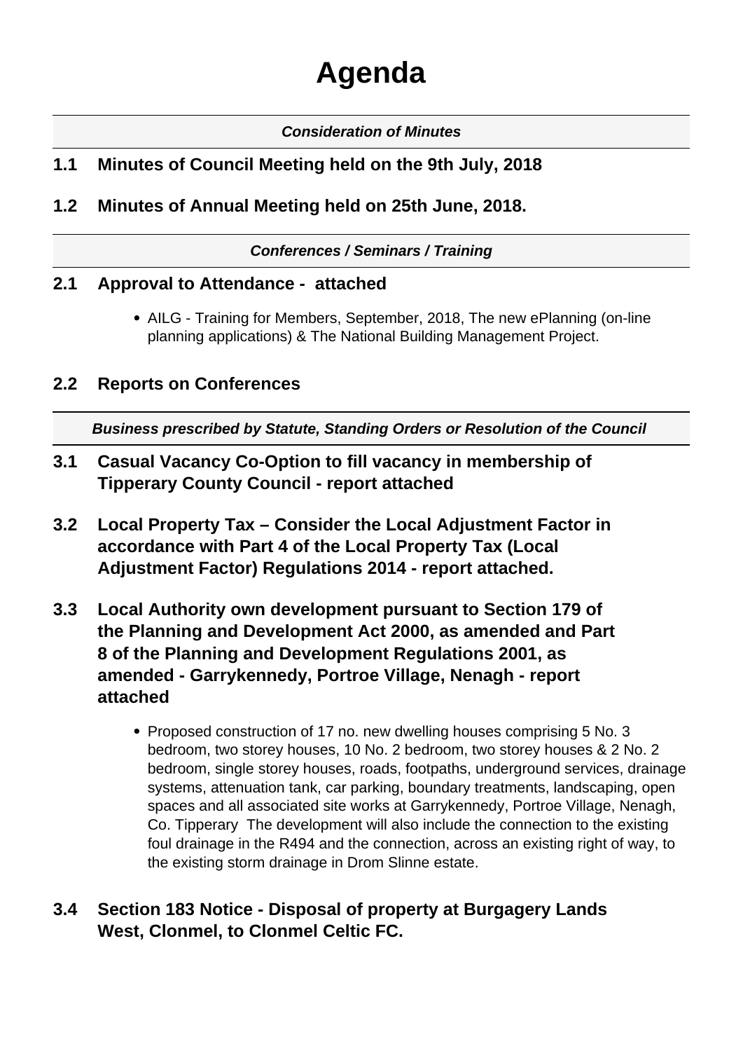# Agenda

***Consideration of Minutes***

### 1.1 Minutes of Council Meeting held on the 9th July, 2018

### 1.2 Minutes of Annual Meeting held on 25th June, 2018.

***Conferences / Seminars / Training***

### 2.1 Approval to Attendance - attached

- AILG - Training for Members, September, 2018, The new ePlanning (on-line planning applications) & The National Building Management Project.

### 2.2 Reports on Conferences

***Business prescribed by Statute, Standing Orders or Resolution of the Council***

### 3.1 Casual Vacancy Co-Option to fill vacancy in membership of Tipperary County Council - report attached

### 3.2 Local Property Tax – Consider the Local Adjustment Factor in accordance with Part 4 of the Local Property Tax (Local Adjustment Factor) Regulations 2014 - report attached.

### 3.3 Local Authority own development pursuant to Section 179 of the Planning and Development Act 2000, as amended and Part 8 of the Planning and Development Regulations 2001, as amended - Garrykennedy, Portroe Village, Nenagh - report attached

- Proposed construction of 17 no. new dwelling houses comprising 5 No. 3 bedroom, two storey houses, 10 No. 2 bedroom, two storey houses & 2 No. 2 bedroom, single storey houses, roads, footpaths, underground services, drainage systems, attenuation tank, car parking, boundary treatments, landscaping, open spaces and all associated site works at Garrykennedy, Portroe Village, Nenagh, Co. Tipperary The development will also include the connection to the existing foul drainage in the R494 and the connection, across an existing right of way, to the existing storm drainage in Drom Slinne estate.

### 3.4 Section 183 Notice - Disposal of property at Burgagery Lands West, Clonmel, to Clonmel Celtic FC.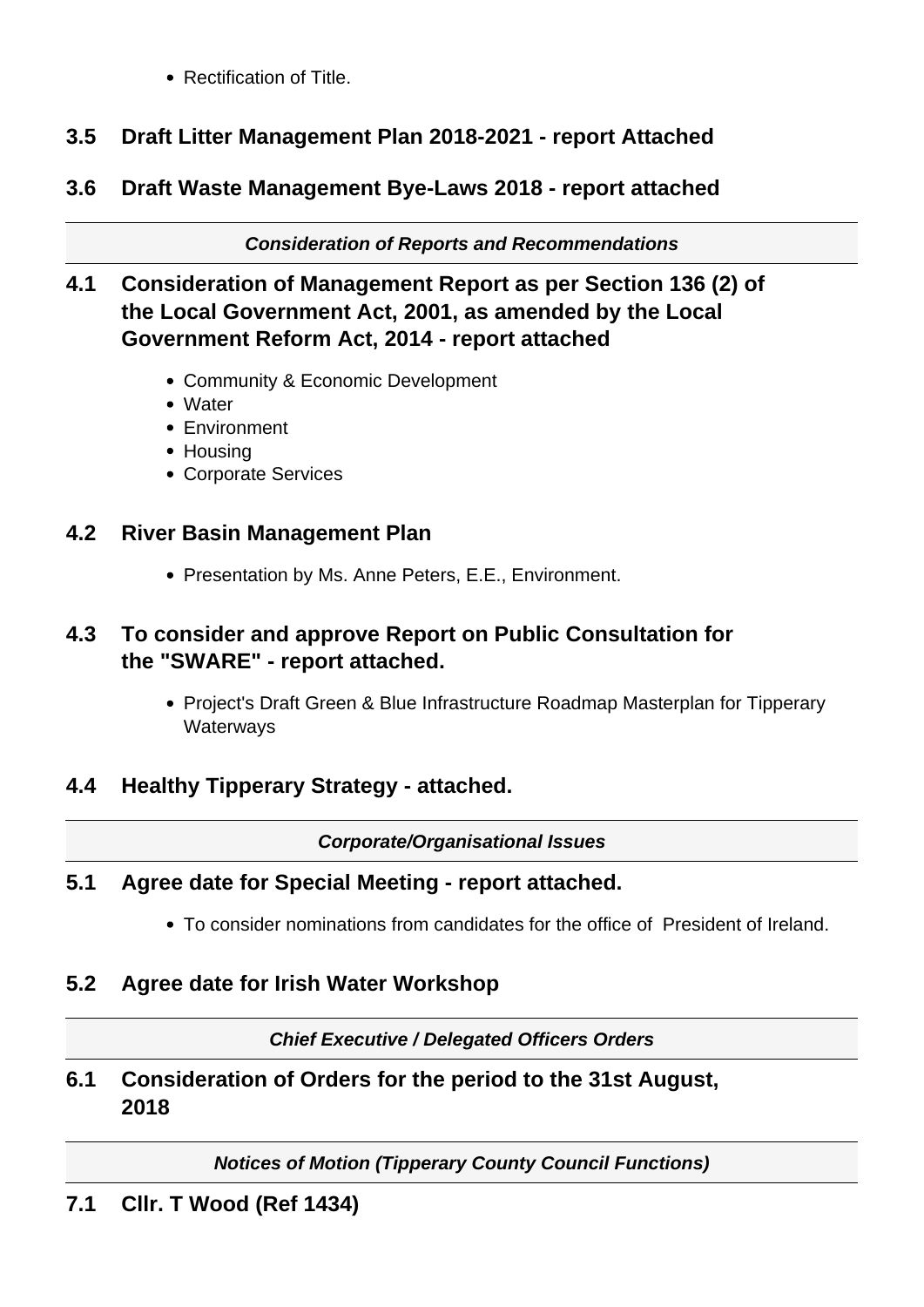- Rectification of Title.

## 3.5 Draft Litter Management Plan 2018-2021 - report Attached

## 3.6 Draft Waste Management Bye-Laws 2018 - report attached

***Consideration of Reports and Recommendations***

## 4.1 Consideration of Management Report as per Section 136 (2) of the Local Government Act, 2001, as amended by the Local Government Reform Act, 2014 - report attached

- Community & Economic Development
- Water
- Environment
- Housing
- Corporate Services

## 4.2 River Basin Management Plan

- Presentation by Ms. Anne Peters, E.E., Environment.

## 4.3 To consider and approve Report on Public Consultation for the "SWARE" - report attached.

- Project's Draft Green & Blue Infrastructure Roadmap Masterplan for Tipperary Waterways

## 4.4 Healthy Tipperary Strategy - attached.

***Corporate/Organisational Issues***

## 5.1 Agree date for Special Meeting - report attached.

- To consider nominations from candidates for the office of President of Ireland.

## 5.2 Agree date for Irish Water Workshop

***Chief Executive / Delegated Officers Orders***

## 6.1 Consideration of Orders for the period to the 31st August, 2018

***Notices of Motion (Tipperary County Council Functions)***

## 7.1 Cllr. T Wood (Ref 1434)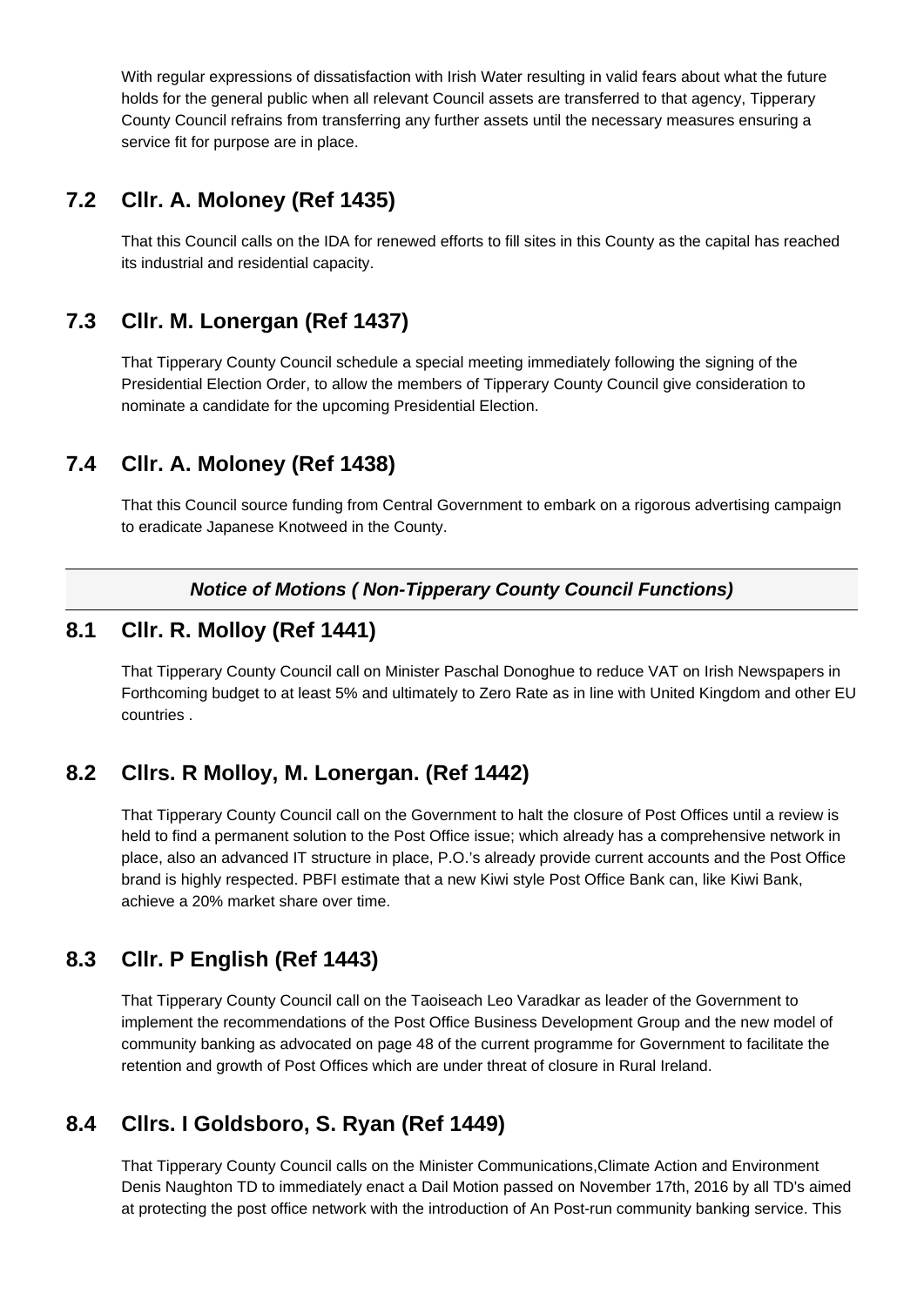With regular expressions of dissatisfaction with Irish Water resulting in valid fears about what the future holds for the general public when all relevant Council assets are transferred to that agency, Tipperary County Council refrains from transferring any further assets until the necessary measures ensuring a service fit for purpose are in place.

## 7.2 Cllr. A. Moloney (Ref 1435)

That this Council calls on the IDA for renewed efforts to fill sites in this County as the capital has reached its industrial and residential capacity.

## 7.3 Cllr. M. Lonergan (Ref 1437)

That Tipperary County Council schedule a special meeting immediately following the signing of the Presidential Election Order, to allow the members of Tipperary County Council give consideration to nominate a candidate for the upcoming Presidential Election.

## 7.4 Cllr. A. Moloney (Ref 1438)

That this Council source funding from Central Government to embark on a rigorous advertising campaign to eradicate Japanese Knotweed in the County.

***Notice of Motions ( Non-Tipperary County Council Functions)***

## 8.1 Cllr. R. Molloy (Ref 1441)

That Tipperary County Council call on Minister Paschal Donoghue to reduce VAT on Irish Newspapers in Forthcoming budget to at least 5% and ultimately to Zero Rate as in line with United Kingdom and other EU countries .

## 8.2 Cllrs. R Molloy, M. Lonergan. (Ref 1442)

That Tipperary County Council call on the Government to halt the closure of Post Offices until a review is held to find a permanent solution to the Post Office issue; which already has a comprehensive network in place, also an advanced IT structure in place, P.O.'s already provide current accounts and the Post Office brand is highly respected. PBFI estimate that a new Kiwi style Post Office Bank can, like Kiwi Bank, achieve a 20% market share over time.

## 8.3 Cllr. P English (Ref 1443)

That Tipperary County Council call on the Taoiseach Leo Varadkar as leader of the Government to implement the recommendations of the Post Office Business Development Group and the new model of community banking as advocated on page 48 of the current programme for Government to facilitate the retention and growth of Post Offices which are under threat of closure in Rural Ireland.

## 8.4 Cllrs. I Goldsboro, S. Ryan (Ref 1449)

That Tipperary County Council calls on the Minister Communications,Climate Action and Environment Denis Naughton TD to immediately enact a Dail Motion passed on November 17th, 2016 by all TD's aimed at protecting the post office network with the introduction of An Post-run community banking service. This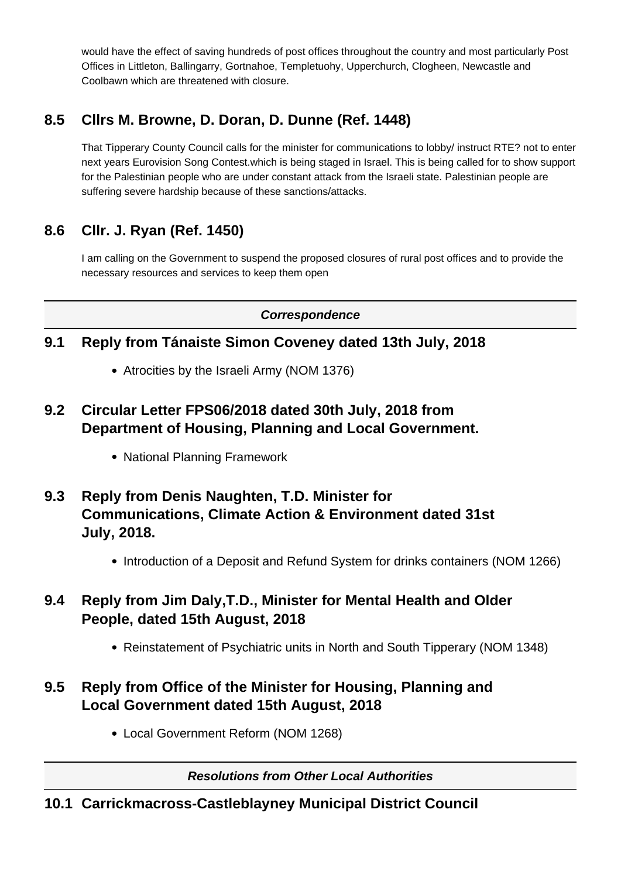would have the effect of saving hundreds of post offices throughout the country and most particularly Post Offices in Littleton, Ballingarry, Gortnahoe, Templetuohy, Upperchurch, Clogheen, Newcastle and Coolbawn which are threatened with closure.

## 8.5 Cllrs M. Browne, D. Doran, D. Dunne (Ref. 1448)

That Tipperary County Council calls for the minister for communications to lobby/ instruct RTE? not to enter next years Eurovision Song Contest.which is being staged in Israel. This is being called for to show support for the Palestinian people who are under constant attack from the Israeli state. Palestinian people are suffering severe hardship because of these sanctions/attacks.

## 8.6 Cllr. J. Ryan (Ref. 1450)

I am calling on the Government to suspend the proposed closures of rural post offices and to provide the necessary resources and services to keep them open

***Correspondence***

## 9.1 Reply from Tánaiste Simon Coveney dated 13th July, 2018

- Atrocities by the Israeli Army (NOM 1376)

## 9.2 Circular Letter FPS06/2018 dated 30th July, 2018 from Department of Housing, Planning and Local Government.

- National Planning Framework

## 9.3 Reply from Denis Naughten, T.D. Minister for Communications, Climate Action & Environment dated 31st July, 2018.

- Introduction of a Deposit and Refund System for drinks containers (NOM 1266)

## 9.4 Reply from Jim Daly,T.D., Minister for Mental Health and Older People, dated 15th August, 2018

- Reinstatement of Psychiatric units in North and South Tipperary (NOM 1348)

## 9.5 Reply from Office of the Minister for Housing, Planning and Local Government dated 15th August, 2018

- Local Government Reform (NOM 1268)

***Resolutions from Other Local Authorities***

## 10.1 Carrickmacross-Castleblayney Municipal District Council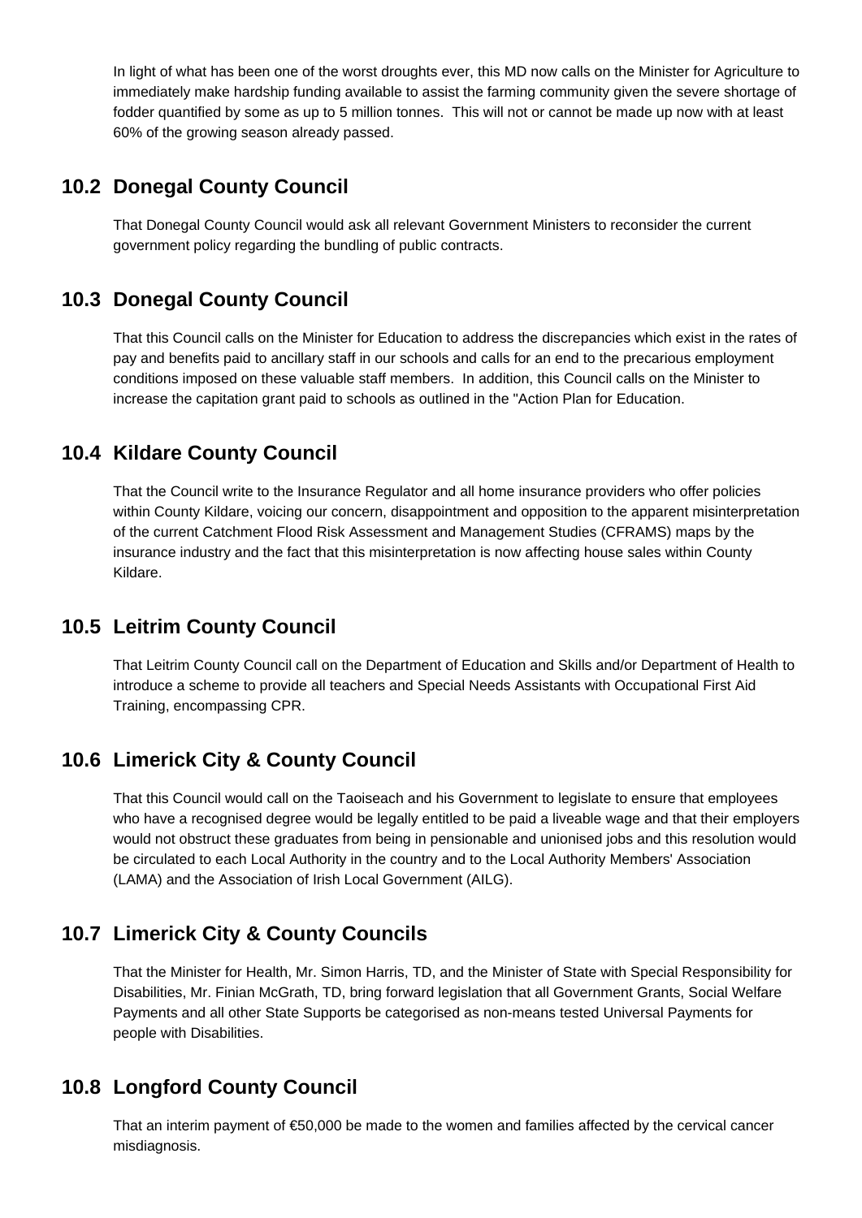In light of what has been one of the worst droughts ever, this MD now calls on the Minister for Agriculture to immediately make hardship funding available to assist the farming community given the severe shortage of fodder quantified by some as up to 5 million tonnes. This will not or cannot be made up now with at least 60% of the growing season already passed.

## 10.2 Donegal County Council

That Donegal County Council would ask all relevant Government Ministers to reconsider the current government policy regarding the bundling of public contracts.

## 10.3 Donegal County Council

That this Council calls on the Minister for Education to address the discrepancies which exist in the rates of pay and benefits paid to ancillary staff in our schools and calls for an end to the precarious employment conditions imposed on these valuable staff members. In addition, this Council calls on the Minister to increase the capitation grant paid to schools as outlined in the "Action Plan for Education.

## 10.4 Kildare County Council

That the Council write to the Insurance Regulator and all home insurance providers who offer policies within County Kildare, voicing our concern, disappointment and opposition to the apparent misinterpretation of the current Catchment Flood Risk Assessment and Management Studies (CFRAMS) maps by the insurance industry and the fact that this misinterpretation is now affecting house sales within County Kildare.

## 10.5 Leitrim County Council

That Leitrim County Council call on the Department of Education and Skills and/or Department of Health to introduce a scheme to provide all teachers and Special Needs Assistants with Occupational First Aid Training, encompassing CPR.

## 10.6 Limerick City & County Council

That this Council would call on the Taoiseach and his Government to legislate to ensure that employees who have a recognised degree would be legally entitled to be paid a liveable wage and that their employers would not obstruct these graduates from being in pensionable and unionised jobs and this resolution would be circulated to each Local Authority in the country and to the Local Authority Members' Association (LAMA) and the Association of Irish Local Government (AILG).

## 10.7 Limerick City & County Councils

That the Minister for Health, Mr. Simon Harris, TD, and the Minister of State with Special Responsibility for Disabilities, Mr. Finian McGrath, TD, bring forward legislation that all Government Grants, Social Welfare Payments and all other State Supports be categorised as non-means tested Universal Payments for people with Disabilities.

## 10.8 Longford County Council

That an interim payment of €50,000 be made to the women and families affected by the cervical cancer misdiagnosis.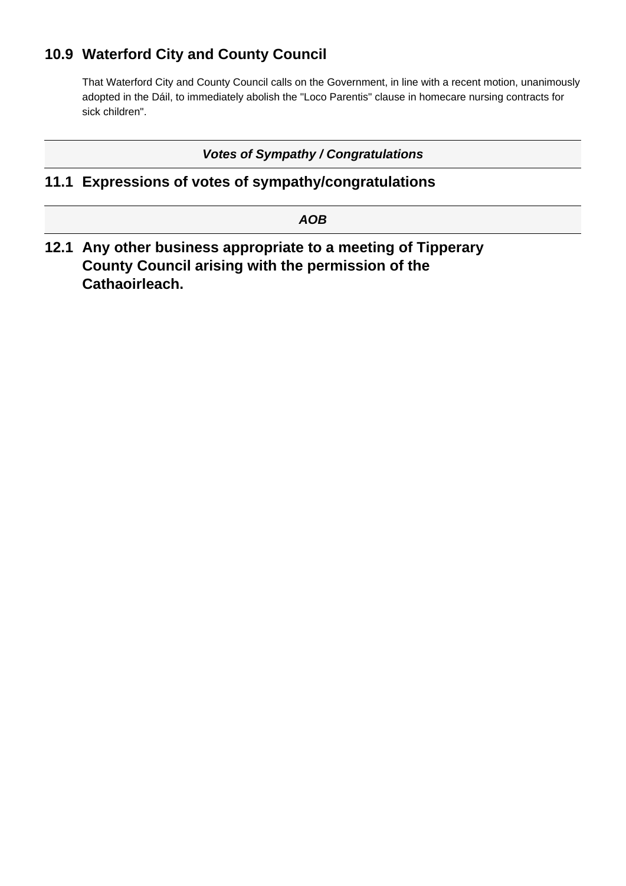## 10.9 Waterford City and County Council

That Waterford City and County Council calls on the Government, in line with a recent motion, unanimously adopted in the Dáil, to immediately abolish the "Loco Parentis" clause in homecare nursing contracts for sick children".

***Votes of Sympathy / Congratulations***

## 11.1 Expressions of votes of sympathy/congratulations

***AOB***

## 12.1 Any other business appropriate to a meeting of Tipperary County Council arising with the permission of the Cathaoirleach.